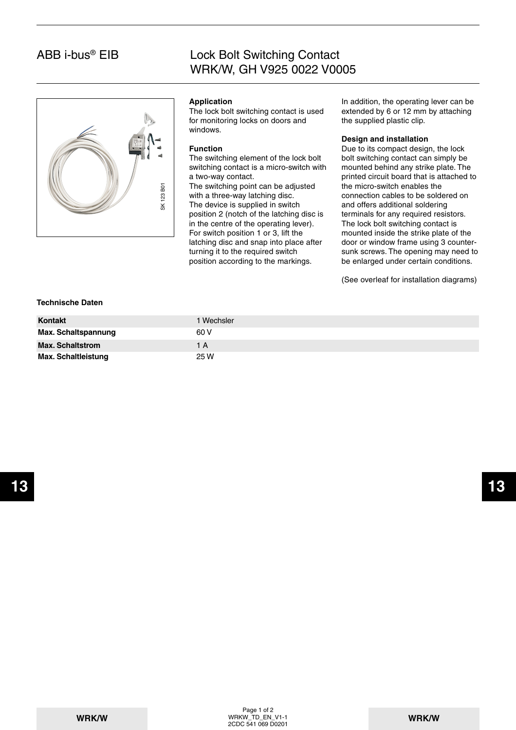# ABB i-bus® EIB

## Lock Bolt Switching Contact WRK/W, GH V925 0022 V0005

SK 123 B01

### Application

The lock bolt switching contact is used for monitoring locks on doors and windows.

### Function

The switching element of the lock bolt switching contact is a micro-switch with a two-way contact.

The switching point can be adjusted with a three-way latching disc.

The device is supplied in switch position 2 (notch of the latching disc is in the centre of the operating lever). For switch position 1 or 3, lift the latching disc and snap into place after turning it to the required switch position according to the markings.

In addition, the operating lever can be extended by 6 or 12 mm by attaching the supplied plastic clip.

### Design and installation

Due to its compact design, the lock bolt switching contact can simply be mounted behind any strike plate. The printed circuit board that is attached to the micro-switch enables the connection cables to be soldered on and offers additional soldering terminals for any required resistors.

The lock bolt switching contact is mounted inside the strike plate of the door or window frame using 3 counter-sunk screws. The opening may need to be enlarged under certain conditions.

(See overleaf for installation diagrams)

### Technische Daten

| | |
|---|---|
| **Kontakt** | 1 Wechsler |
| **Max. Schaltspannung** | 60 V |
| **Max. Schaltstrom** | 1 A |
| **Max. Schaltleistung** | 25 W |

WRKW_TD_EN_V1-1
2CDC 541 069 D0201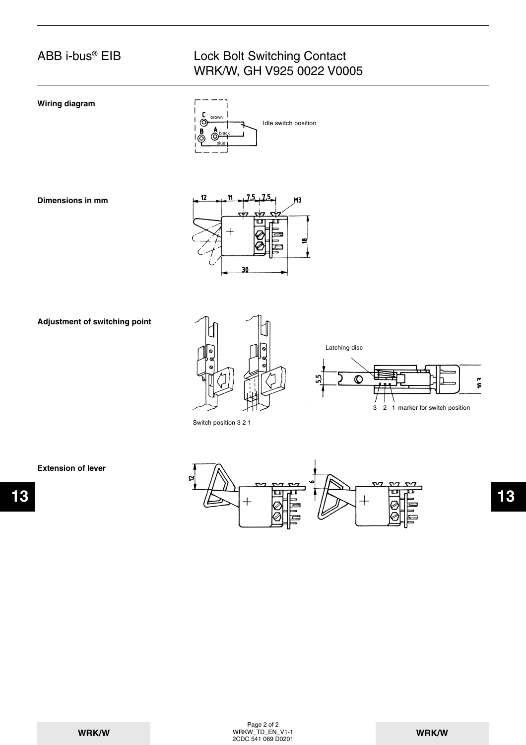# ABB i-bus® EIB

# Lock Bolt Switching Contact WRK/W, GH V925 0022 V0005

**Wiring diagram**

C brown

B A black

blue

Idle switch position

**Dimensions in mm**

12 11 7,5 7,5 M3

18

30

**Adjustment of switching point**

Latching disc

5,5

10,3

3 2 1 marker for switch position

Switch position 3 2 1

**Extension of lever**

12

6